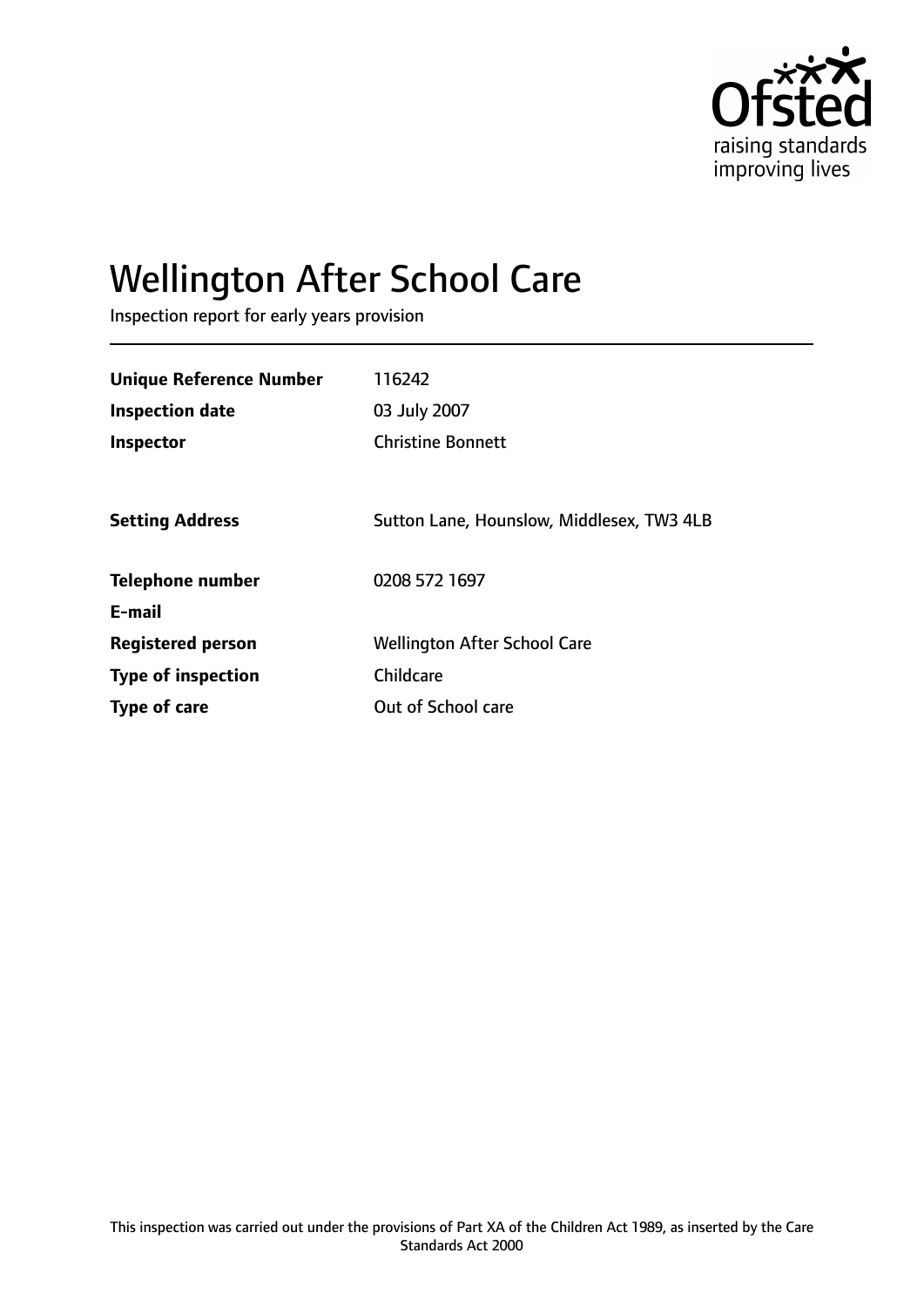# Wellington After School Care

Inspection report for early years provision

| | |
|---|---|
| **Unique Reference Number** | 116242 |
| **Inspection date** | 03 July 2007 |
| **Inspector** | Christine Bonnett |
| | |
| **Setting Address** | Sutton Lane, Hounslow, Middlesex, TW3 4LB |
| | |
| **Telephone number** | 0208 572 1697 |
| **E-mail** | |
| **Registered person** | Wellington After School Care |
| **Type of inspection** | Childcare |
| **Type of care** | Out of School care |

This inspection was carried out under the provisions of Part XA of the Children Act 1989, as inserted by the Care Standards Act 2000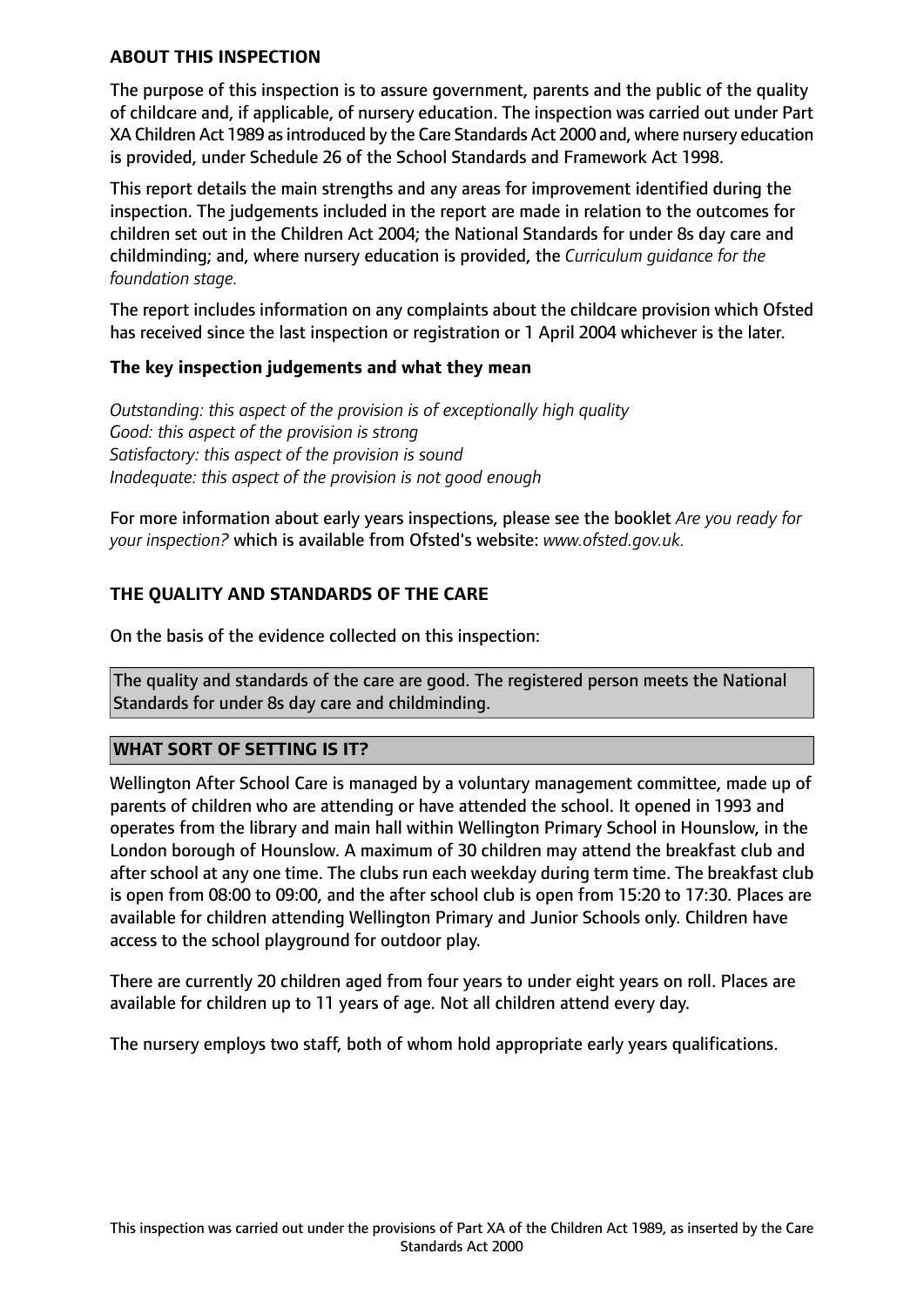## ABOUT THIS INSPECTION

The purpose of this inspection is to assure government, parents and the public of the quality of childcare and, if applicable, of nursery education. The inspection was carried out under Part XA Children Act 1989 as introduced by the Care Standards Act 2000 and, where nursery education is provided, under Schedule 26 of the School Standards and Framework Act 1998.

This report details the main strengths and any areas for improvement identified during the inspection. The judgements included in the report are made in relation to the outcomes for children set out in the Children Act 2004; the National Standards for under 8s day care and childminding; and, where nursery education is provided, the *Curriculum guidance for the foundation stage.*

The report includes information on any complaints about the childcare provision which Ofsted has received since the last inspection or registration or 1 April 2004 whichever is the later.

### The key inspection judgements and what they mean

*Outstanding: this aspect of the provision is of exceptionally high quality*
*Good: this aspect of the provision is strong*
*Satisfactory: this aspect of the provision is sound*
*Inadequate: this aspect of the provision is not good enough*

For more information about early years inspections, please see the booklet *Are you ready for your inspection?* which is available from Ofsted's website: *www.ofsted.gov.uk.*

## THE QUALITY AND STANDARDS OF THE CARE

On the basis of the evidence collected on this inspection:

The quality and standards of the care are good. The registered person meets the National Standards for under 8s day care and childminding.

## WHAT SORT OF SETTING IS IT?

Wellington After School Care is managed by a voluntary management committee, made up of parents of children who are attending or have attended the school. It opened in 1993 and operates from the library and main hall within Wellington Primary School in Hounslow, in the London borough of Hounslow. A maximum of 30 children may attend the breakfast club and after school at any one time. The clubs run each weekday during term time. The breakfast club is open from 08:00 to 09:00, and the after school club is open from 15:20 to 17:30. Places are available for children attending Wellington Primary and Junior Schools only. Children have access to the school playground for outdoor play.

There are currently 20 children aged from four years to under eight years on roll. Places are available for children up to 11 years of age. Not all children attend every day.

The nursery employs two staff, both of whom hold appropriate early years qualifications.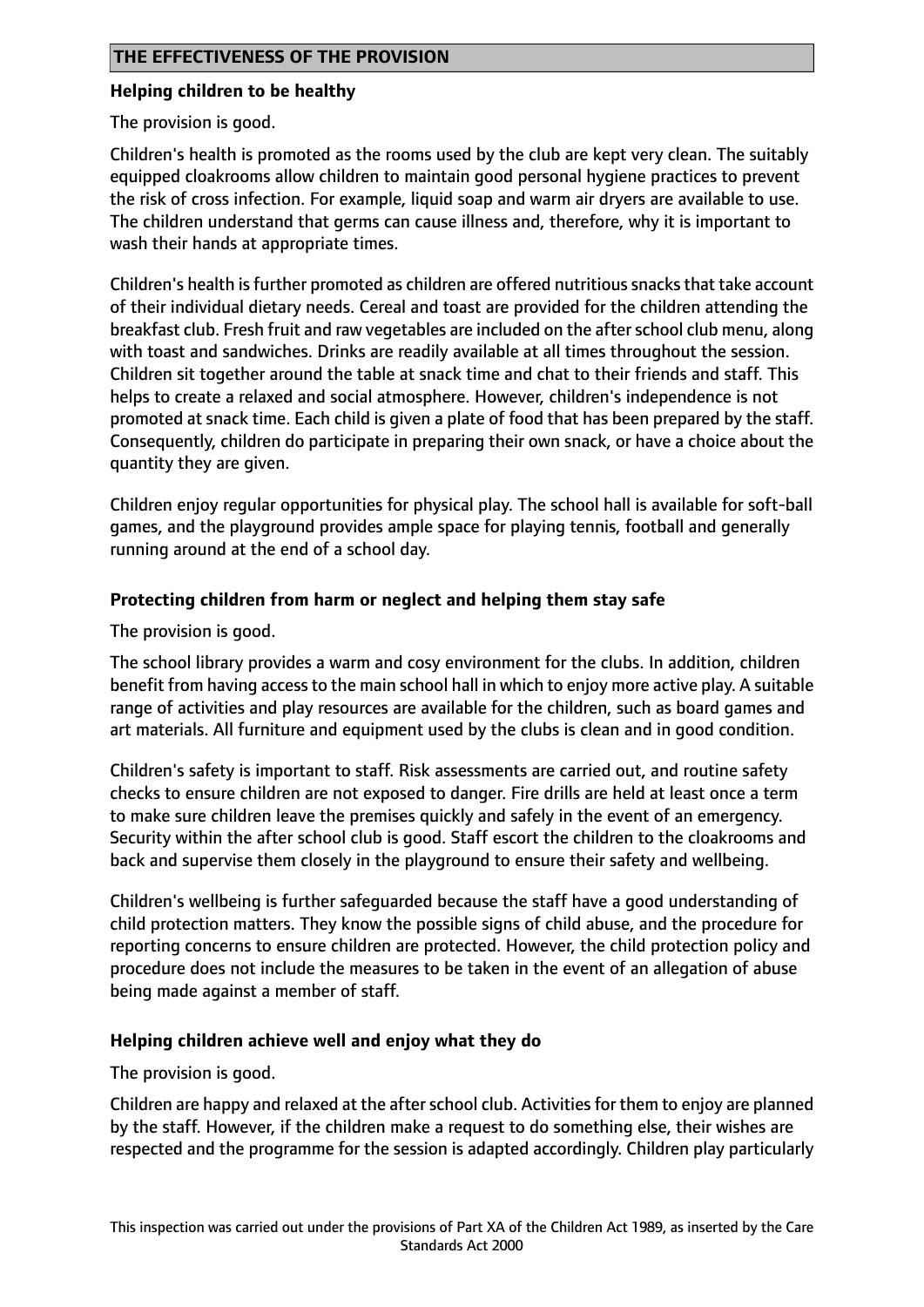## THE EFFECTIVENESS OF THE PROVISION

### Helping children to be healthy

The provision is good.

Children's health is promoted as the rooms used by the club are kept very clean. The suitably equipped cloakrooms allow children to maintain good personal hygiene practices to prevent the risk of cross infection. For example, liquid soap and warm air dryers are available to use. The children understand that germs can cause illness and, therefore, why it is important to wash their hands at appropriate times.

Children's health is further promoted as children are offered nutritious snacks that take account of their individual dietary needs. Cereal and toast are provided for the children attending the breakfast club. Fresh fruit and raw vegetables are included on the after school club menu, along with toast and sandwiches. Drinks are readily available at all times throughout the session. Children sit together around the table at snack time and chat to their friends and staff. This helps to create a relaxed and social atmosphere. However, children's independence is not promoted at snack time. Each child is given a plate of food that has been prepared by the staff. Consequently, children do participate in preparing their own snack, or have a choice about the quantity they are given.

Children enjoy regular opportunities for physical play. The school hall is available for soft-ball games, and the playground provides ample space for playing tennis, football and generally running around at the end of a school day.

### Protecting children from harm or neglect and helping them stay safe

The provision is good.

The school library provides a warm and cosy environment for the clubs. In addition, children benefit from having access to the main school hall in which to enjoy more active play. A suitable range of activities and play resources are available for the children, such as board games and art materials. All furniture and equipment used by the clubs is clean and in good condition.

Children's safety is important to staff. Risk assessments are carried out, and routine safety checks to ensure children are not exposed to danger. Fire drills are held at least once a term to make sure children leave the premises quickly and safely in the event of an emergency. Security within the after school club is good. Staff escort the children to the cloakrooms and back and supervise them closely in the playground to ensure their safety and wellbeing.

Children's wellbeing is further safeguarded because the staff have a good understanding of child protection matters. They know the possible signs of child abuse, and the procedure for reporting concerns to ensure children are protected. However, the child protection policy and procedure does not include the measures to be taken in the event of an allegation of abuse being made against a member of staff.

### Helping children achieve well and enjoy what they do

The provision is good.

Children are happy and relaxed at the after school club. Activities for them to enjoy are planned by the staff. However, if the children make a request to do something else, their wishes are respected and the programme for the session is adapted accordingly. Children play particularly

This inspection was carried out under the provisions of Part XA of the Children Act 1989, as inserted by the Care Standards Act 2000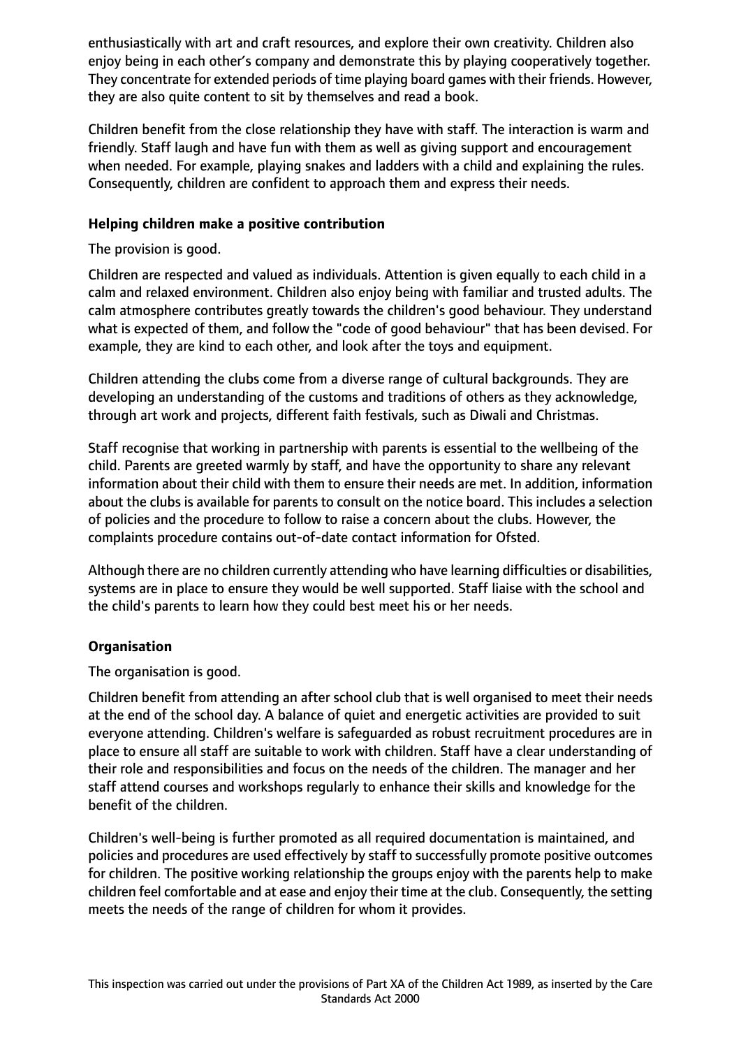enthusiastically with art and craft resources, and explore their own creativity. Children also enjoy being in each other's company and demonstrate this by playing cooperatively together. They concentrate for extended periods of time playing board games with their friends. However, they are also quite content to sit by themselves and read a book.

Children benefit from the close relationship they have with staff. The interaction is warm and friendly. Staff laugh and have fun with them as well as giving support and encouragement when needed. For example, playing snakes and ladders with a child and explaining the rules. Consequently, children are confident to approach them and express their needs.

**Helping children make a positive contribution**

The provision is good.

Children are respected and valued as individuals. Attention is given equally to each child in a calm and relaxed environment. Children also enjoy being with familiar and trusted adults. The calm atmosphere contributes greatly towards the children's good behaviour. They understand what is expected of them, and follow the "code of good behaviour" that has been devised. For example, they are kind to each other, and look after the toys and equipment.

Children attending the clubs come from a diverse range of cultural backgrounds. They are developing an understanding of the customs and traditions of others as they acknowledge, through art work and projects, different faith festivals, such as Diwali and Christmas.

Staff recognise that working in partnership with parents is essential to the wellbeing of the child. Parents are greeted warmly by staff, and have the opportunity to share any relevant information about their child with them to ensure their needs are met. In addition, information about the clubs is available for parents to consult on the notice board. This includes a selection of policies and the procedure to follow to raise a concern about the clubs. However, the complaints procedure contains out-of-date contact information for Ofsted.

Although there are no children currently attending who have learning difficulties or disabilities, systems are in place to ensure they would be well supported. Staff liaise with the school and the child's parents to learn how they could best meet his or her needs.

**Organisation**

The organisation is good.

Children benefit from attending an after school club that is well organised to meet their needs at the end of the school day. A balance of quiet and energetic activities are provided to suit everyone attending. Children's welfare is safeguarded as robust recruitment procedures are in place to ensure all staff are suitable to work with children. Staff have a clear understanding of their role and responsibilities and focus on the needs of the children. The manager and her staff attend courses and workshops regularly to enhance their skills and knowledge for the benefit of the children.

Children's well-being is further promoted as all required documentation is maintained, and policies and procedures are used effectively by staff to successfully promote positive outcomes for children. The positive working relationship the groups enjoy with the parents help to make children feel comfortable and at ease and enjoy their time at the club. Consequently, the setting meets the needs of the range of children for whom it provides.

This inspection was carried out under the provisions of Part XA of the Children Act 1989, as inserted by the Care Standards Act 2000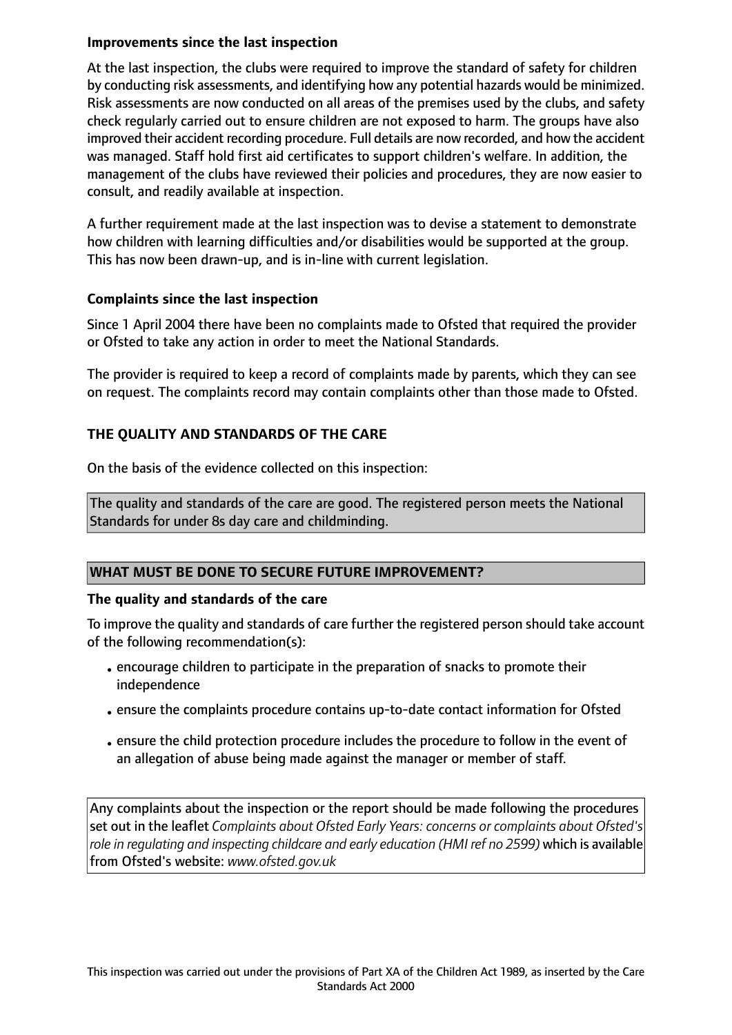**Improvements since the last inspection**

At the last inspection, the clubs were required to improve the standard of safety for children by conducting risk assessments, and identifying how any potential hazards would be minimized. Risk assessments are now conducted on all areas of the premises used by the clubs, and safety check regularly carried out to ensure children are not exposed to harm. The groups have also improved their accident recording procedure. Full details are now recorded, and how the accident was managed. Staff hold first aid certificates to support children's welfare. In addition, the management of the clubs have reviewed their policies and procedures, they are now easier to consult, and readily available at inspection.

A further requirement made at the last inspection was to devise a statement to demonstrate how children with learning difficulties and/or disabilities would be supported at the group. This has now been drawn-up, and is in-line with current legislation.

**Complaints since the last inspection**

Since 1 April 2004 there have been no complaints made to Ofsted that required the provider or Ofsted to take any action in order to meet the National Standards.

The provider is required to keep a record of complaints made by parents, which they can see on request. The complaints record may contain complaints other than those made to Ofsted.

## THE QUALITY AND STANDARDS OF THE CARE

On the basis of the evidence collected on this inspection:

The quality and standards of the care are good. The registered person meets the National Standards for under 8s day care and childminding.

## WHAT MUST BE DONE TO SECURE FUTURE IMPROVEMENT?

**The quality and standards of the care**

To improve the quality and standards of care further the registered person should take account of the following recommendation(s):

- encourage children to participate in the preparation of snacks to promote their independence
- ensure the complaints procedure contains up-to-date contact information for Ofsted
- ensure the child protection procedure includes the procedure to follow in the event of an allegation of abuse being made against the manager or member of staff.

Any complaints about the inspection or the report should be made following the procedures set out in the leaflet *Complaints about Ofsted Early Years: concerns or complaints about Ofsted's role in regulating and inspecting childcare and early education (HMI ref no 2599)* which is available from Ofsted's website: *www.ofsted.gov.uk*

This inspection was carried out under the provisions of Part XA of the Children Act 1989, as inserted by the Care Standards Act 2000